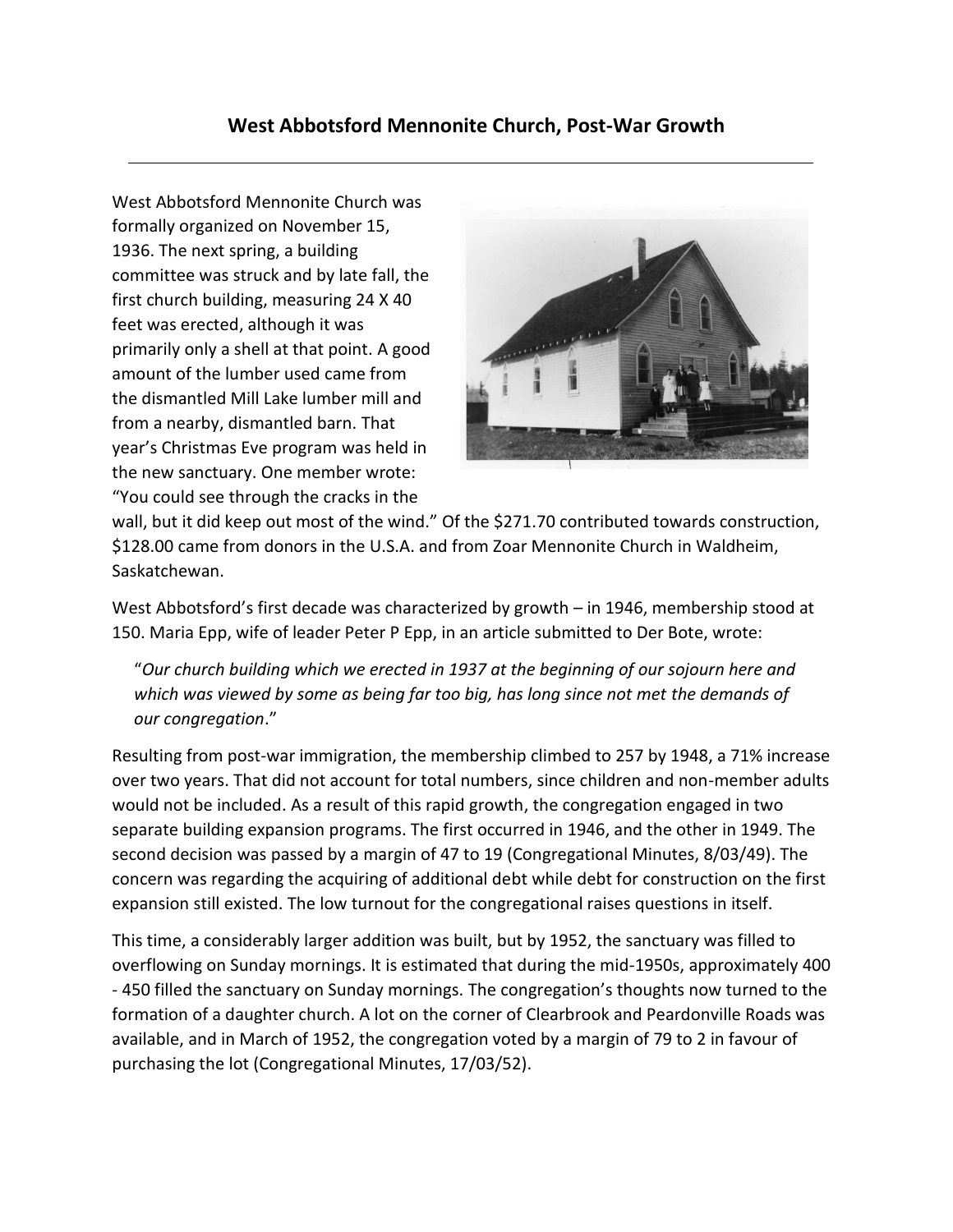## West Abbotsford Mennonite Church, Post-War Growth

West Abbotsford Mennonite Church was formally organized on November 15, 1936. The next spring, a building committee was struck and by late fall, the first church building, measuring 24 X 40 feet was erected, although it was primarily only a shell at that point. A good amount of the lumber used came from the dismantled Mill Lake lumber mill and from a nearby, dismantled barn. That year's Christmas Eve program was held in the new sanctuary. One member wrote: "You could see through the cracks in the wall, but it did keep out most of the wind." Of the $271.70 contributed towards construction, $128.00 came from donors in the U.S.A. and from Zoar Mennonite Church in Waldheim, Saskatchewan.

West Abbotsford's first decade was characterized by growth – in 1946, membership stood at 150. Maria Epp, wife of leader Peter P Epp, in an article submitted to Der Bote, wrote:

> "*Our church building which we erected in 1937 at the beginning of our sojourn here and which was viewed by some as being far too big, has long since not met the demands of our congregation*."

Resulting from post-war immigration, the membership climbed to 257 by 1948, a 71% increase over two years. That did not account for total numbers, since children and non-member adults would not be included. As a result of this rapid growth, the congregation engaged in two separate building expansion programs. The first occurred in 1946, and the other in 1949. The second decision was passed by a margin of 47 to 19 (Congregational Minutes, 8/03/49). The concern was regarding the acquiring of additional debt while debt for construction on the first expansion still existed. The low turnout for the congregational raises questions in itself.

This time, a considerably larger addition was built, but by 1952, the sanctuary was filled to overflowing on Sunday mornings. It is estimated that during the mid-1950s, approximately 400 - 450 filled the sanctuary on Sunday mornings. The congregation's thoughts now turned to the formation of a daughter church. A lot on the corner of Clearbrook and Peardonville Roads was available, and in March of 1952, the congregation voted by a margin of 79 to 2 in favour of purchasing the lot (Congregational Minutes, 17/03/52).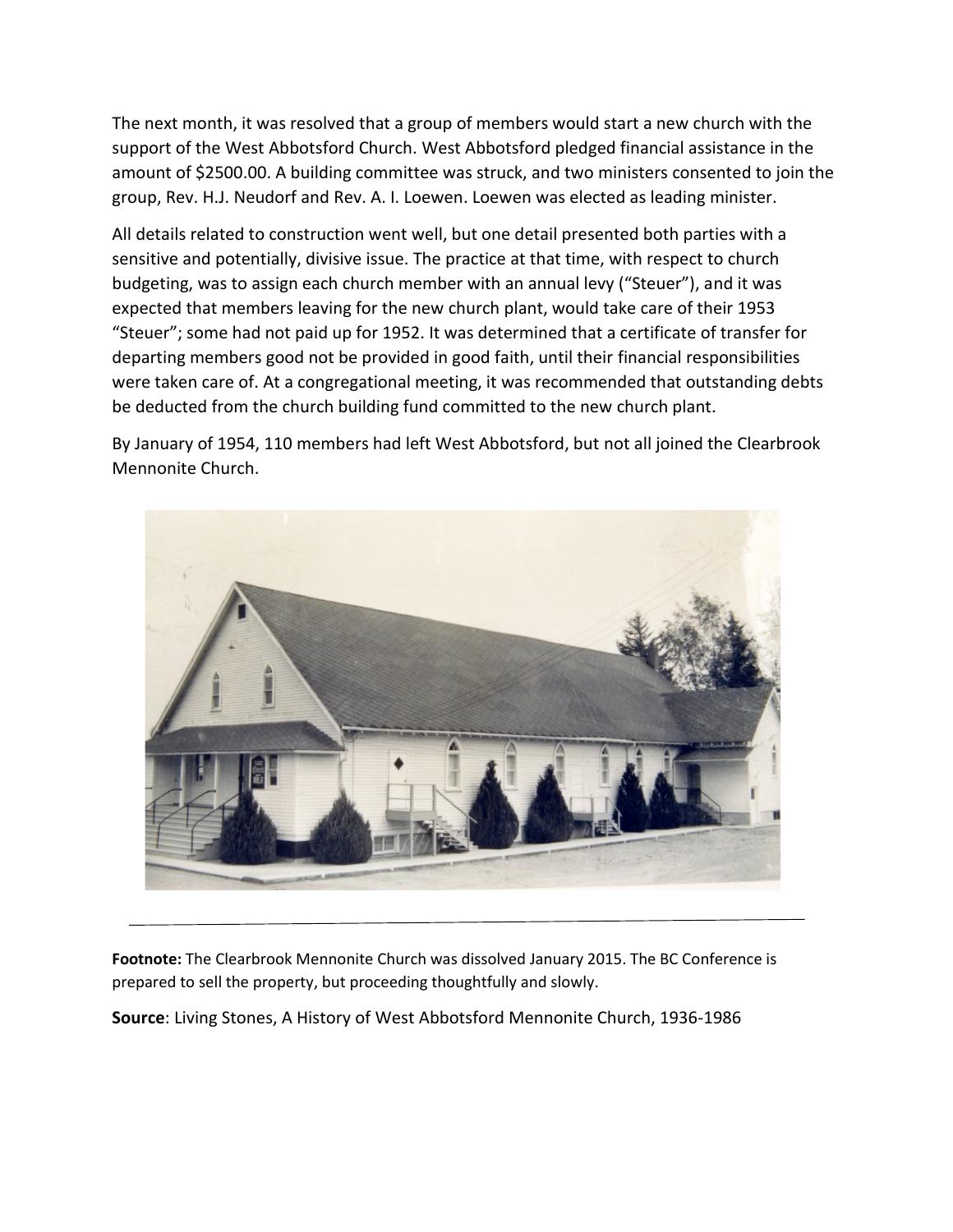The next month, it was resolved that a group of members would start a new church with the support of the West Abbotsford Church. West Abbotsford pledged financial assistance in the amount of $2500.00. A building committee was struck, and two ministers consented to join the group, Rev. H.J. Neudorf and Rev. A. I. Loewen. Loewen was elected as leading minister.

All details related to construction went well, but one detail presented both parties with a sensitive and potentially, divisive issue. The practice at that time, with respect to church budgeting, was to assign each church member with an annual levy ("Steuer"), and it was expected that members leaving for the new church plant, would take care of their 1953 "Steuer"; some had not paid up for 1952. It was determined that a certificate of transfer for departing members good not be provided in good faith, until their financial responsibilities were taken care of. At a congregational meeting, it was recommended that outstanding debts be deducted from the church building fund committed to the new church plant.

By January of 1954, 110 members had left West Abbotsford, but not all joined the Clearbrook Mennonite Church.

---

**Footnote:** The Clearbrook Mennonite Church was dissolved January 2015. The BC Conference is prepared to sell the property, but proceeding thoughtfully and slowly.

**Source**: Living Stones, A History of West Abbotsford Mennonite Church, 1936-1986